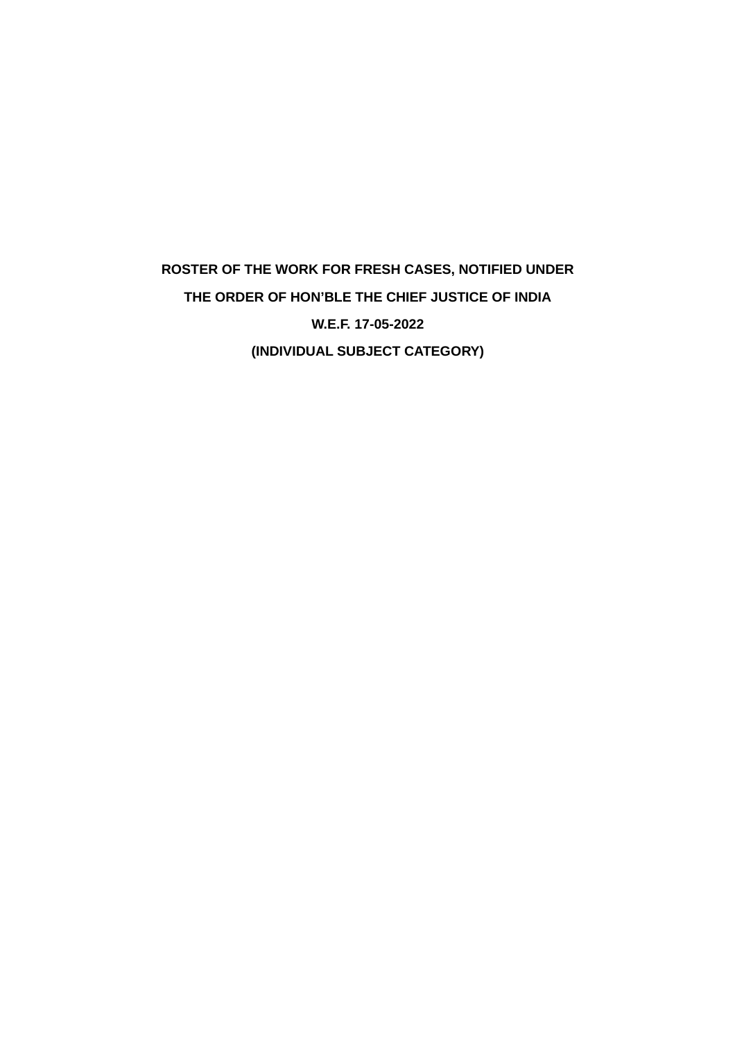# ROSTER OF THE WORK FOR FRESH CASES, NOTIFIED UNDER THE ORDER OF HON'BLE THE CHIEF JUSTICE OF INDIA

## W.E.F. 17-05-2022

## (INDIVIDUAL SUBJECT CATEGORY)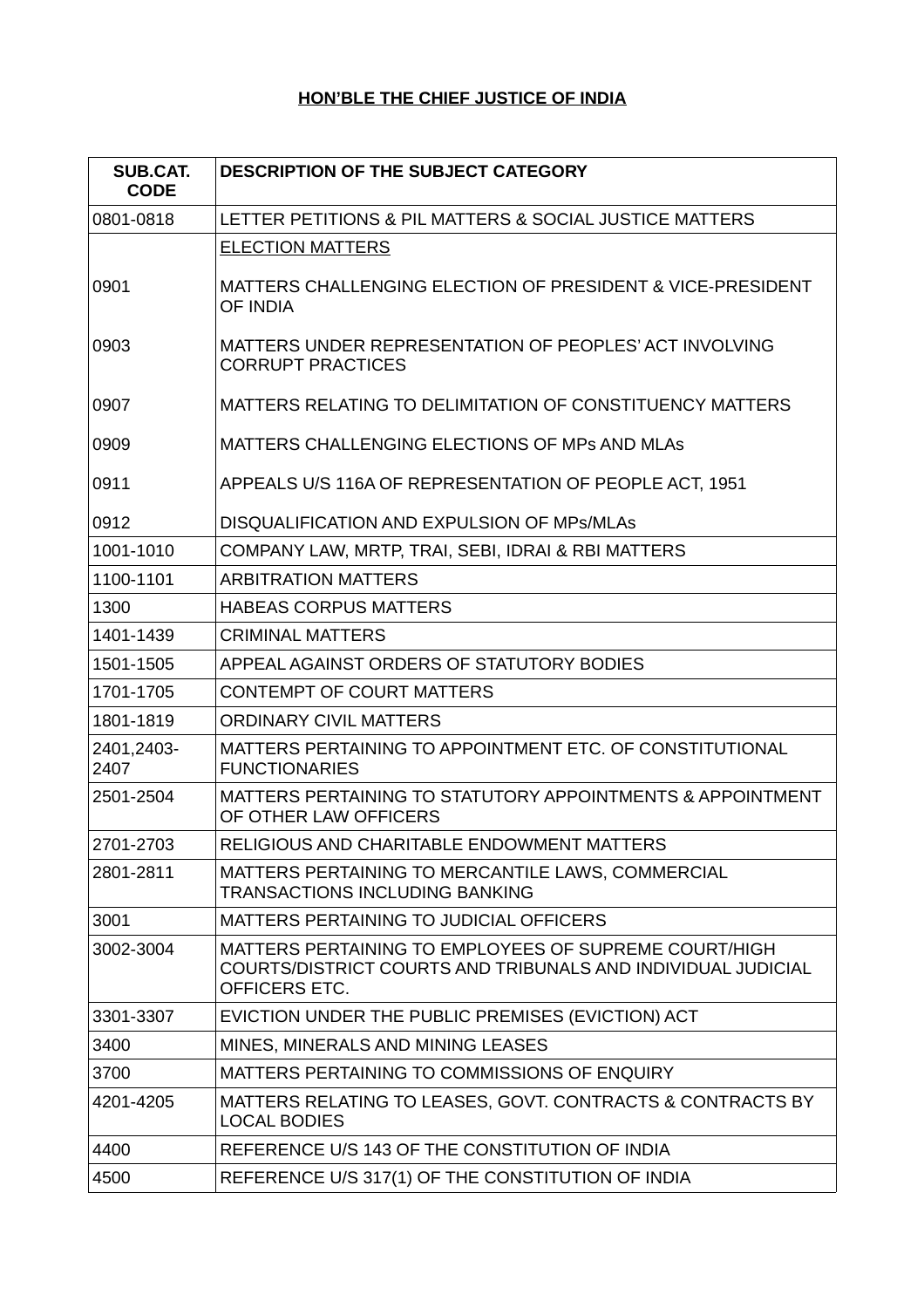**HON'BLE THE CHIEF JUSTICE OF INDIA**

| SUB.CAT. CODE | DESCRIPTION OF THE SUBJECT CATEGORY |
|---|---|
| 0801-0818 | LETTER PETITIONS & PIL MATTERS & SOCIAL JUSTICE MATTERS |
| | ELECTION MATTERS |
| 0901 | MATTERS CHALLENGING ELECTION OF PRESIDENT & VICE-PRESIDENT OF INDIA |
| 0903 | MATTERS UNDER REPRESENTATION OF PEOPLES' ACT INVOLVING CORRUPT PRACTICES |
| 0907 | MATTERS RELATING TO DELIMITATION OF CONSTITUENCY MATTERS |
| 0909 | MATTERS CHALLENGING ELECTIONS OF MPs AND MLAs |
| 0911 | APPEALS U/S 116A OF REPRESENTATION OF PEOPLE ACT, 1951 |
| 0912 | DISQUALIFICATION AND EXPULSION OF MPs/MLAs |
| 1001-1010 | COMPANY LAW, MRTP, TRAI, SEBI, IDRAI & RBI MATTERS |
| 1100-1101 | ARBITRATION MATTERS |
| 1300 | HABEAS CORPUS MATTERS |
| 1401-1439 | CRIMINAL MATTERS |
| 1501-1505 | APPEAL AGAINST ORDERS OF STATUTORY BODIES |
| 1701-1705 | CONTEMPT OF COURT MATTERS |
| 1801-1819 | ORDINARY CIVIL MATTERS |
| 2401,2403-2407 | MATTERS PERTAINING TO APPOINTMENT ETC. OF CONSTITUTIONAL FUNCTIONARIES |
| 2501-2504 | MATTERS PERTAINING TO STATUTORY APPOINTMENTS & APPOINTMENT OF OTHER LAW OFFICERS |
| 2701-2703 | RELIGIOUS AND CHARITABLE ENDOWMENT MATTERS |
| 2801-2811 | MATTERS PERTAINING TO MERCANTILE LAWS, COMMERCIAL TRANSACTIONS INCLUDING BANKING |
| 3001 | MATTERS PERTAINING TO JUDICIAL OFFICERS |
| 3002-3004 | MATTERS PERTAINING TO EMPLOYEES OF SUPREME COURT/HIGH COURTS/DISTRICT COURTS AND TRIBUNALS AND INDIVIDUAL JUDICIAL OFFICERS ETC. |
| 3301-3307 | EVICTION UNDER THE PUBLIC PREMISES (EVICTION) ACT |
| 3400 | MINES, MINERALS AND MINING LEASES |
| 3700 | MATTERS PERTAINING TO COMMISSIONS OF ENQUIRY |
| 4201-4205 | MATTERS RELATING TO LEASES, GOVT. CONTRACTS & CONTRACTS BY LOCAL BODIES |
| 4400 | REFERENCE U/S 143 OF THE CONSTITUTION OF INDIA |
| 4500 | REFERENCE U/S 317(1) OF THE CONSTITUTION OF INDIA |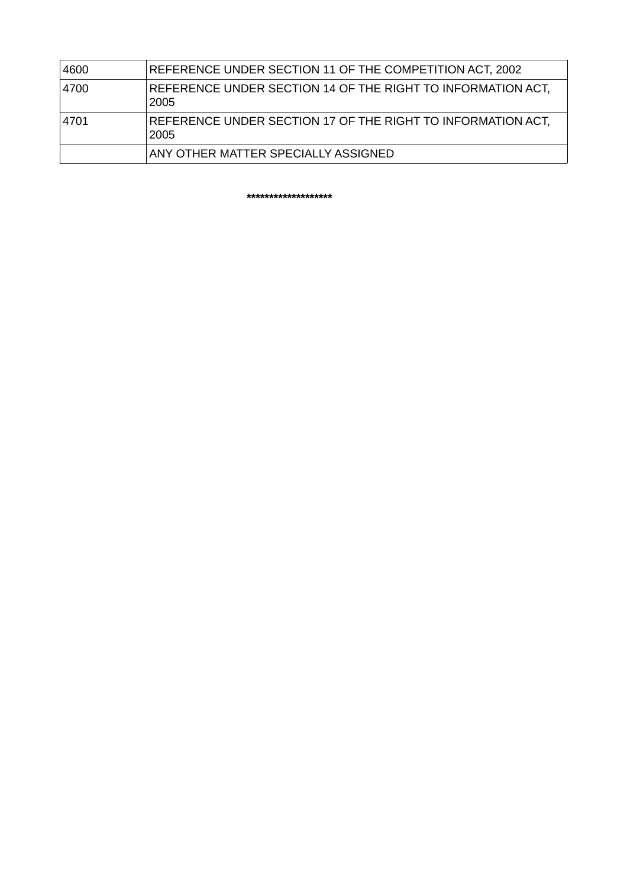| 4600 | REFERENCE UNDER SECTION 11 OF THE COMPETITION ACT, 2002 |
|---|---|
| 4700 | REFERENCE UNDER SECTION 14 OF THE RIGHT TO INFORMATION ACT, 2005 |
| 4701 | REFERENCE UNDER SECTION 17 OF THE RIGHT TO INFORMATION ACT, 2005 |
| | ANY OTHER MATTER SPECIALLY ASSIGNED |

*******************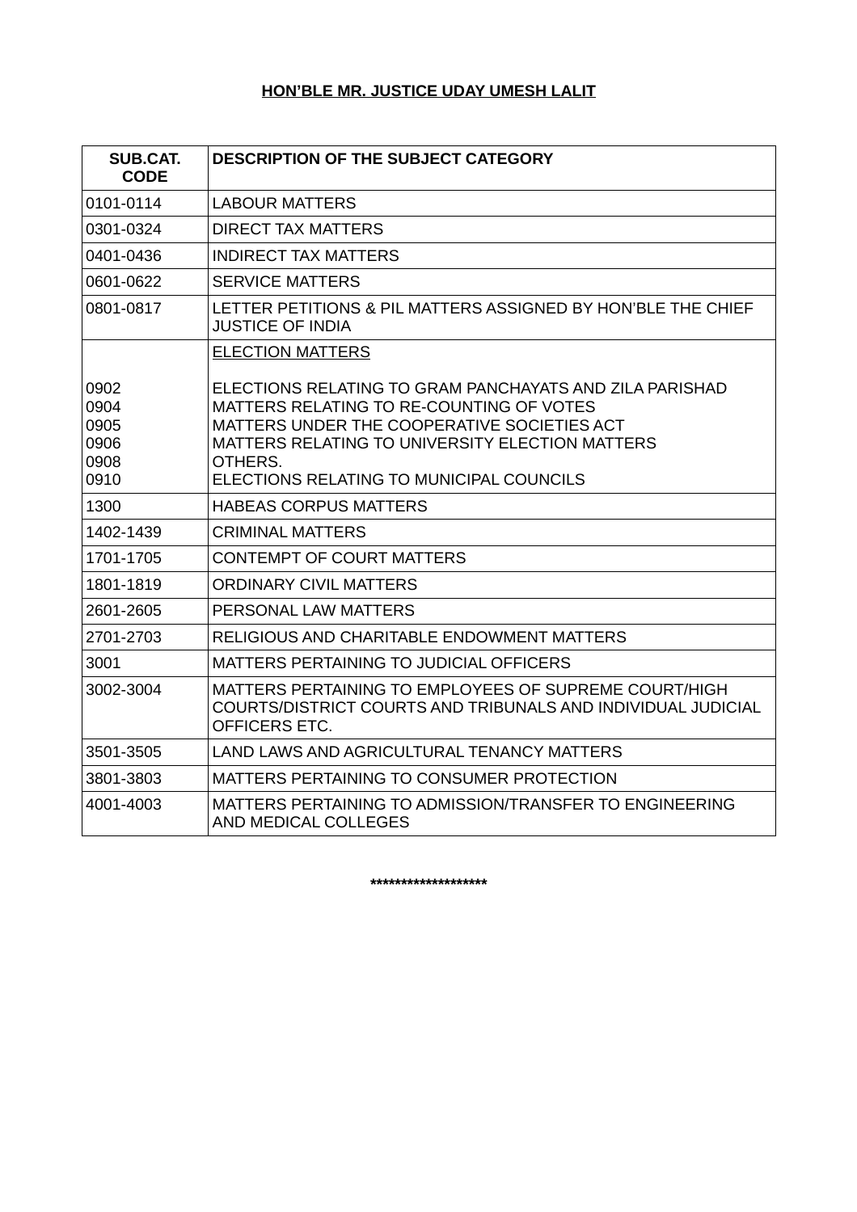**HON'BLE MR. JUSTICE UDAY UMESH LALIT**

| SUB.CAT. CODE | DESCRIPTION OF THE SUBJECT CATEGORY |
|---|---|
| 0101-0114 | LABOUR MATTERS |
| 0301-0324 | DIRECT TAX MATTERS |
| 0401-0436 | INDIRECT TAX MATTERS |
| 0601-0622 | SERVICE MATTERS |
| 0801-0817 | LETTER PETITIONS & PIL MATTERS ASSIGNED BY HON'BLE THE CHIEF JUSTICE OF INDIA |
| | ELECTION MATTERS |
| 0902 | ELECTIONS RELATING TO GRAM PANCHAYATS AND ZILA PARISHAD |
| 0904 | MATTERS RELATING TO RE-COUNTING OF VOTES |
| 0905 | MATTERS UNDER THE COOPERATIVE SOCIETIES ACT |
| 0906 | MATTERS RELATING TO UNIVERSITY ELECTION MATTERS |
| 0908 | OTHERS. |
| 0910 | ELECTIONS RELATING TO MUNICIPAL COUNCILS |
| 1300 | HABEAS CORPUS MATTERS |
| 1402-1439 | CRIMINAL MATTERS |
| 1701-1705 | CONTEMPT OF COURT MATTERS |
| 1801-1819 | ORDINARY CIVIL MATTERS |
| 2601-2605 | PERSONAL LAW MATTERS |
| 2701-2703 | RELIGIOUS AND CHARITABLE ENDOWMENT MATTERS |
| 3001 | MATTERS PERTAINING TO JUDICIAL OFFICERS |
| 3002-3004 | MATTERS PERTAINING TO EMPLOYEES OF SUPREME COURT/HIGH COURTS/DISTRICT COURTS AND TRIBUNALS AND INDIVIDUAL JUDICIAL OFFICERS ETC. |
| 3501-3505 | LAND LAWS AND AGRICULTURAL TENANCY MATTERS |
| 3801-3803 | MATTERS PERTAINING TO CONSUMER PROTECTION |
| 4001-4003 | MATTERS PERTAINING TO ADMISSION/TRANSFER TO ENGINEERING AND MEDICAL COLLEGES |

*******************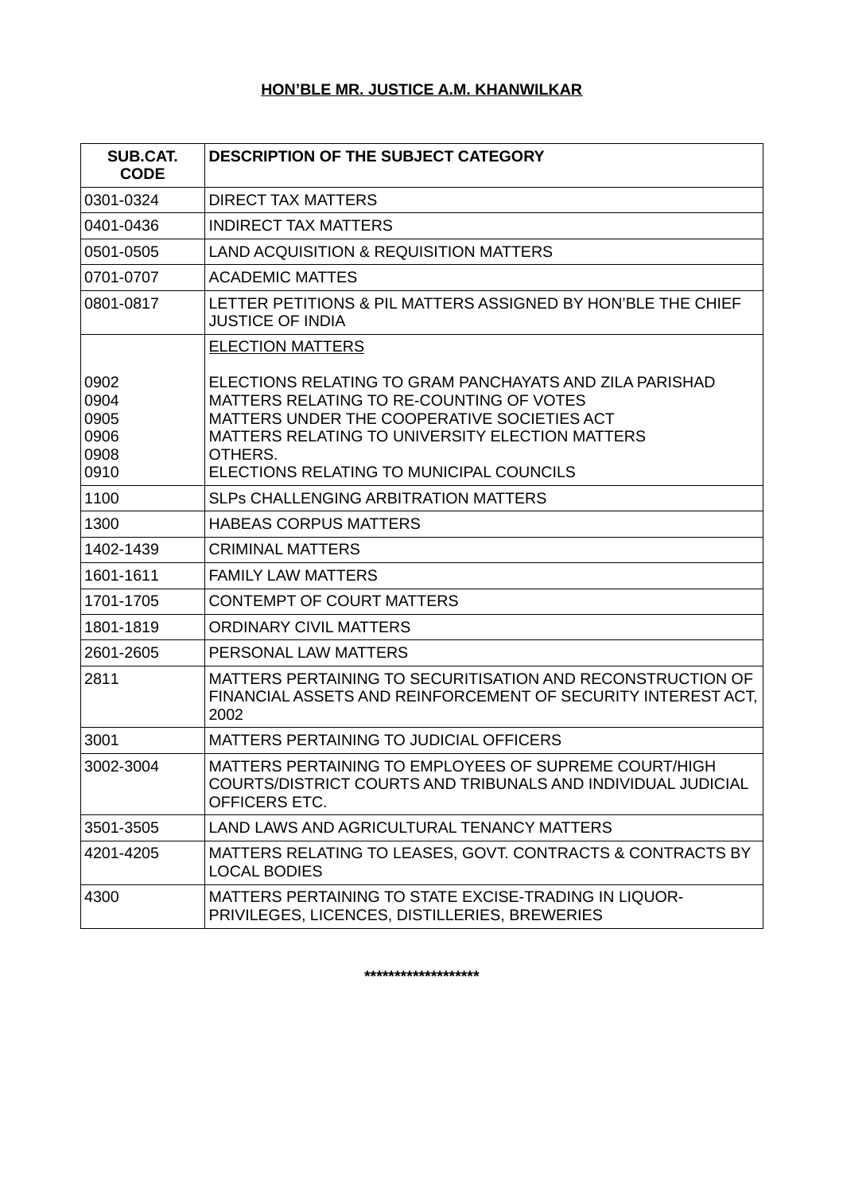**HON'BLE MR. JUSTICE A.M. KHANWILKAR**

| SUB.CAT. CODE | DESCRIPTION OF THE SUBJECT CATEGORY |
|---|---|
| 0301-0324 | DIRECT TAX MATTERS |
| 0401-0436 | INDIRECT TAX MATTERS |
| 0501-0505 | LAND ACQUISITION & REQUISITION MATTERS |
| 0701-0707 | ACADEMIC MATTES |
| 0801-0817 | LETTER PETITIONS & PIL MATTERS ASSIGNED BY HON'BLE THE CHIEF JUSTICE OF INDIA |
| | ELECTION MATTERS |
| 0902 | ELECTIONS RELATING TO GRAM PANCHAYATS AND ZILA PARISHAD |
| 0904 | MATTERS RELATING TO RE-COUNTING OF VOTES |
| 0905 | MATTERS UNDER THE COOPERATIVE SOCIETIES ACT |
| 0906 | MATTERS RELATING TO UNIVERSITY ELECTION MATTERS |
| 0908 | OTHERS. |
| 0910 | ELECTIONS RELATING TO MUNICIPAL COUNCILS |
| 1100 | SLPs CHALLENGING ARBITRATION MATTERS |
| 1300 | HABEAS CORPUS MATTERS |
| 1402-1439 | CRIMINAL MATTERS |
| 1601-1611 | FAMILY LAW MATTERS |
| 1701-1705 | CONTEMPT OF COURT MATTERS |
| 1801-1819 | ORDINARY CIVIL MATTERS |
| 2601-2605 | PERSONAL LAW MATTERS |
| 2811 | MATTERS PERTAINING TO SECURITISATION AND RECONSTRUCTION OF FINANCIAL ASSETS AND REINFORCEMENT OF SECURITY INTEREST ACT, 2002 |
| 3001 | MATTERS PERTAINING TO JUDICIAL OFFICERS |
| 3002-3004 | MATTERS PERTAINING TO EMPLOYEES OF SUPREME COURT/HIGH COURTS/DISTRICT COURTS AND TRIBUNALS AND INDIVIDUAL JUDICIAL OFFICERS ETC. |
| 3501-3505 | LAND LAWS AND AGRICULTURAL TENANCY MATTERS |
| 4201-4205 | MATTERS RELATING TO LEASES, GOVT. CONTRACTS & CONTRACTS BY LOCAL BODIES |
| 4300 | MATTERS PERTAINING TO STATE EXCISE-TRADING IN LIQUOR-PRIVILEGES, LICENCES, DISTILLERIES, BREWERIES |

*******************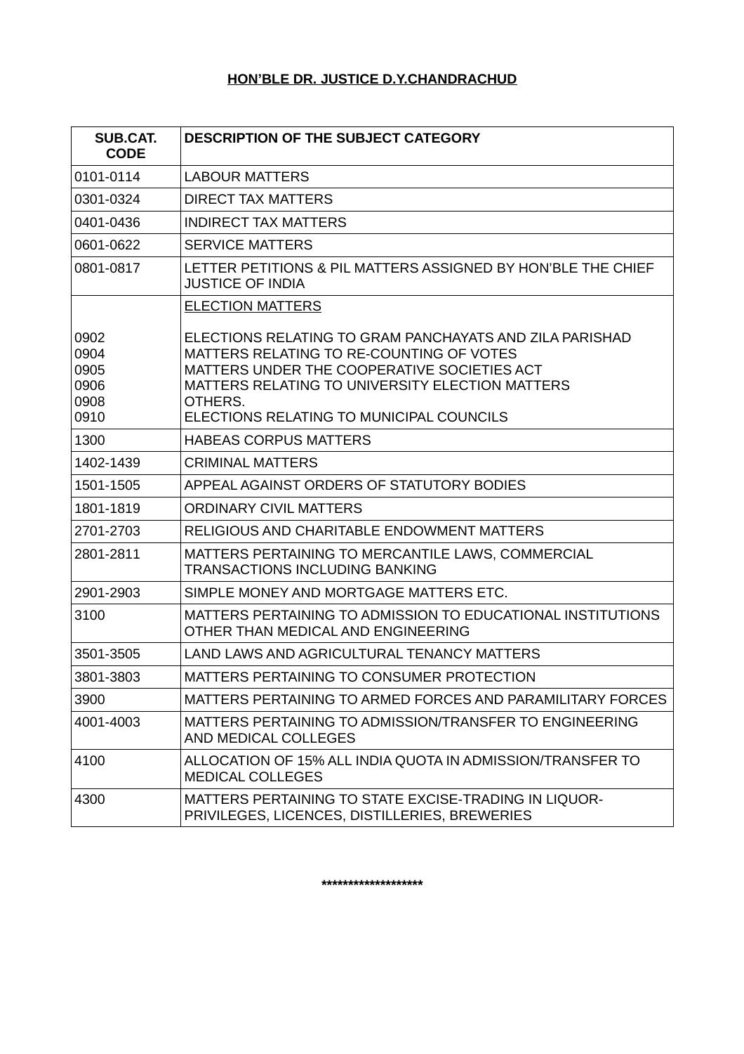**HON'BLE DR. JUSTICE D.Y.CHANDRACHUD**

| SUB.CAT. CODE | DESCRIPTION OF THE SUBJECT CATEGORY |
|---|---|
| 0101-0114 | LABOUR MATTERS |
| 0301-0324 | DIRECT TAX MATTERS |
| 0401-0436 | INDIRECT TAX MATTERS |
| 0601-0622 | SERVICE MATTERS |
| 0801-0817 | LETTER PETITIONS & PIL MATTERS ASSIGNED BY HON'BLE THE CHIEF JUSTICE OF INDIA |
| | ELECTION MATTERS |
| 0902 | ELECTIONS RELATING TO GRAM PANCHAYATS AND ZILA PARISHAD |
| 0904 | MATTERS RELATING TO RE-COUNTING OF VOTES |
| 0905 | MATTERS UNDER THE COOPERATIVE SOCIETIES ACT |
| 0906 | MATTERS RELATING TO UNIVERSITY ELECTION MATTERS |
| 0908 | OTHERS. |
| 0910 | ELECTIONS RELATING TO MUNICIPAL COUNCILS |
| 1300 | HABEAS CORPUS MATTERS |
| 1402-1439 | CRIMINAL MATTERS |
| 1501-1505 | APPEAL AGAINST ORDERS OF STATUTORY BODIES |
| 1801-1819 | ORDINARY CIVIL MATTERS |
| 2701-2703 | RELIGIOUS AND CHARITABLE ENDOWMENT MATTERS |
| 2801-2811 | MATTERS PERTAINING TO MERCANTILE LAWS, COMMERCIAL TRANSACTIONS INCLUDING BANKING |
| 2901-2903 | SIMPLE MONEY AND MORTGAGE MATTERS ETC. |
| 3100 | MATTERS PERTAINING TO ADMISSION TO EDUCATIONAL INSTITUTIONS OTHER THAN MEDICAL AND ENGINEERING |
| 3501-3505 | LAND LAWS AND AGRICULTURAL TENANCY MATTERS |
| 3801-3803 | MATTERS PERTAINING TO CONSUMER PROTECTION |
| 3900 | MATTERS PERTAINING TO ARMED FORCES AND PARAMILITARY FORCES |
| 4001-4003 | MATTERS PERTAINING TO ADMISSION/TRANSFER TO ENGINEERING AND MEDICAL COLLEGES |
| 4100 | ALLOCATION OF 15% ALL INDIA QUOTA IN ADMISSION/TRANSFER TO MEDICAL COLLEGES |
| 4300 | MATTERS PERTAINING TO STATE EXCISE-TRADING IN LIQUOR-PRIVILEGES, LICENCES, DISTILLERIES, BREWERIES |

*******************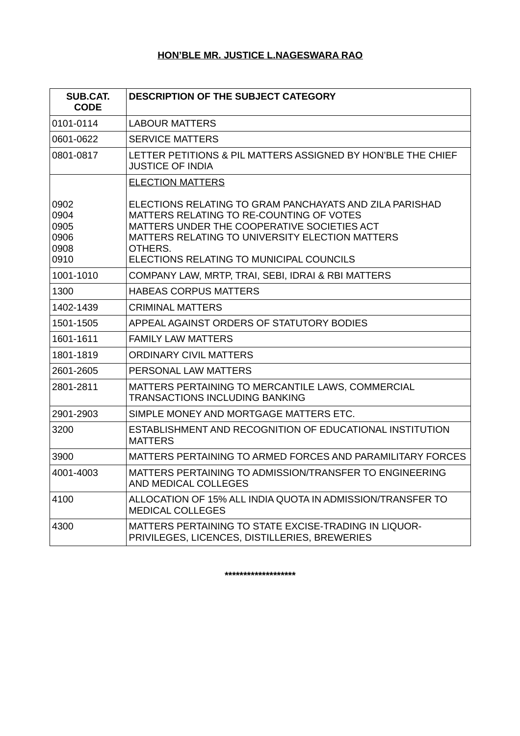**HON'BLE MR. JUSTICE L.NAGESWARA RAO**

| SUB.CAT. CODE | DESCRIPTION OF THE SUBJECT CATEGORY |
|---|---|
| 0101-0114 | LABOUR MATTERS |
| 0601-0622 | SERVICE MATTERS |
| 0801-0817 | LETTER PETITIONS & PIL MATTERS ASSIGNED BY HON'BLE THE CHIEF JUSTICE OF INDIA |
| | ELECTION MATTERS |
| 0902 | ELECTIONS RELATING TO GRAM PANCHAYATS AND ZILA PARISHAD |
| 0904 | MATTERS RELATING TO RE-COUNTING OF VOTES |
| 0905 | MATTERS UNDER THE COOPERATIVE SOCIETIES ACT |
| 0906 | MATTERS RELATING TO UNIVERSITY ELECTION MATTERS |
| 0908 | OTHERS. |
| 0910 | ELECTIONS RELATING TO MUNICIPAL COUNCILS |
| 1001-1010 | COMPANY LAW, MRTP, TRAI, SEBI, IDRAI & RBI MATTERS |
| 1300 | HABEAS CORPUS MATTERS |
| 1402-1439 | CRIMINAL MATTERS |
| 1501-1505 | APPEAL AGAINST ORDERS OF STATUTORY BODIES |
| 1601-1611 | FAMILY LAW MATTERS |
| 1801-1819 | ORDINARY CIVIL MATTERS |
| 2601-2605 | PERSONAL LAW MATTERS |
| 2801-2811 | MATTERS PERTAINING TO MERCANTILE LAWS, COMMERCIAL TRANSACTIONS INCLUDING BANKING |
| 2901-2903 | SIMPLE MONEY AND MORTGAGE MATTERS ETC. |
| 3200 | ESTABLISHMENT AND RECOGNITION OF EDUCATIONAL INSTITUTION MATTERS |
| 3900 | MATTERS PERTAINING TO ARMED FORCES AND PARAMILITARY FORCES |
| 4001-4003 | MATTERS PERTAINING TO ADMISSION/TRANSFER TO ENGINEERING AND MEDICAL COLLEGES |
| 4100 | ALLOCATION OF 15% ALL INDIA QUOTA IN ADMISSION/TRANSFER TO MEDICAL COLLEGES |
| 4300 | MATTERS PERTAINING TO STATE EXCISE-TRADING IN LIQUOR-PRIVILEGES, LICENCES, DISTILLERIES, BREWERIES |

*******************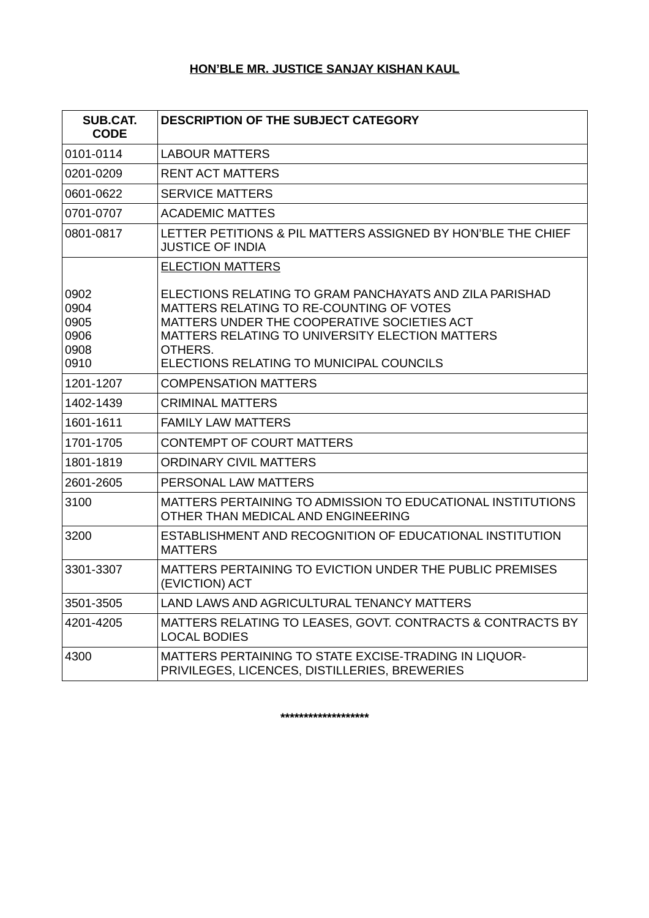**HON'BLE MR. JUSTICE SANJAY KISHAN KAUL**

| SUB.CAT. CODE | DESCRIPTION OF THE SUBJECT CATEGORY |
|---|---|
| 0101-0114 | LABOUR MATTERS |
| 0201-0209 | RENT ACT MATTERS |
| 0601-0622 | SERVICE MATTERS |
| 0701-0707 | ACADEMIC MATTES |
| 0801-0817 | LETTER PETITIONS & PIL MATTERS ASSIGNED BY HON'BLE THE CHIEF JUSTICE OF INDIA |
| | ELECTION MATTERS |
| 0902<br>0904<br>0905<br>0906<br>0908<br>0910 | ELECTIONS RELATING TO GRAM PANCHAYATS AND ZILA PARISHAD<br>MATTERS RELATING TO RE-COUNTING OF VOTES<br>MATTERS UNDER THE COOPERATIVE SOCIETIES ACT<br>MATTERS RELATING TO UNIVERSITY ELECTION MATTERS<br>OTHERS.<br>ELECTIONS RELATING TO MUNICIPAL COUNCILS |
| 1201-1207 | COMPENSATION MATTERS |
| 1402-1439 | CRIMINAL MATTERS |
| 1601-1611 | FAMILY LAW MATTERS |
| 1701-1705 | CONTEMPT OF COURT MATTERS |
| 1801-1819 | ORDINARY CIVIL MATTERS |
| 2601-2605 | PERSONAL LAW MATTERS |
| 3100 | MATTERS PERTAINING TO ADMISSION TO EDUCATIONAL INSTITUTIONS OTHER THAN MEDICAL AND ENGINEERING |
| 3200 | ESTABLISHMENT AND RECOGNITION OF EDUCATIONAL INSTITUTION MATTERS |
| 3301-3307 | MATTERS PERTAINING TO EVICTION UNDER THE PUBLIC PREMISES (EVICTION) ACT |
| 3501-3505 | LAND LAWS AND AGRICULTURAL TENANCY MATTERS |
| 4201-4205 | MATTERS RELATING TO LEASES, GOVT. CONTRACTS & CONTRACTS BY LOCAL BODIES |
| 4300 | MATTERS PERTAINING TO STATE EXCISE-TRADING IN LIQUOR-PRIVILEGES, LICENCES, DISTILLERIES, BREWERIES |

*******************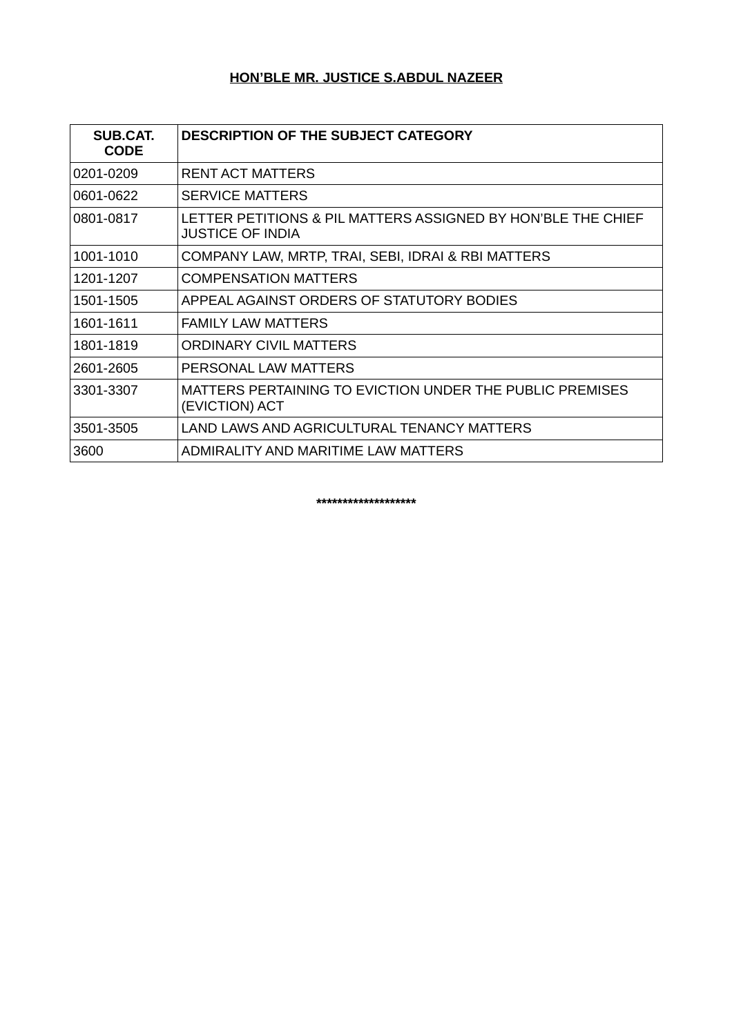**HON'BLE MR. JUSTICE S.ABDUL NAZEER**

| SUB.CAT. CODE | DESCRIPTION OF THE SUBJECT CATEGORY |
|---|---|
| 0201-0209 | RENT ACT MATTERS |
| 0601-0622 | SERVICE MATTERS |
| 0801-0817 | LETTER PETITIONS & PIL MATTERS ASSIGNED BY HON'BLE THE CHIEF JUSTICE OF INDIA |
| 1001-1010 | COMPANY LAW, MRTP, TRAI, SEBI, IDRAI & RBI MATTERS |
| 1201-1207 | COMPENSATION MATTERS |
| 1501-1505 | APPEAL AGAINST ORDERS OF STATUTORY BODIES |
| 1601-1611 | FAMILY LAW MATTERS |
| 1801-1819 | ORDINARY CIVIL MATTERS |
| 2601-2605 | PERSONAL LAW MATTERS |
| 3301-3307 | MATTERS PERTAINING TO EVICTION UNDER THE PUBLIC PREMISES (EVICTION) ACT |
| 3501-3505 | LAND LAWS AND AGRICULTURAL TENANCY MATTERS |
| 3600 | ADMIRALITY AND MARITIME LAW MATTERS |

*******************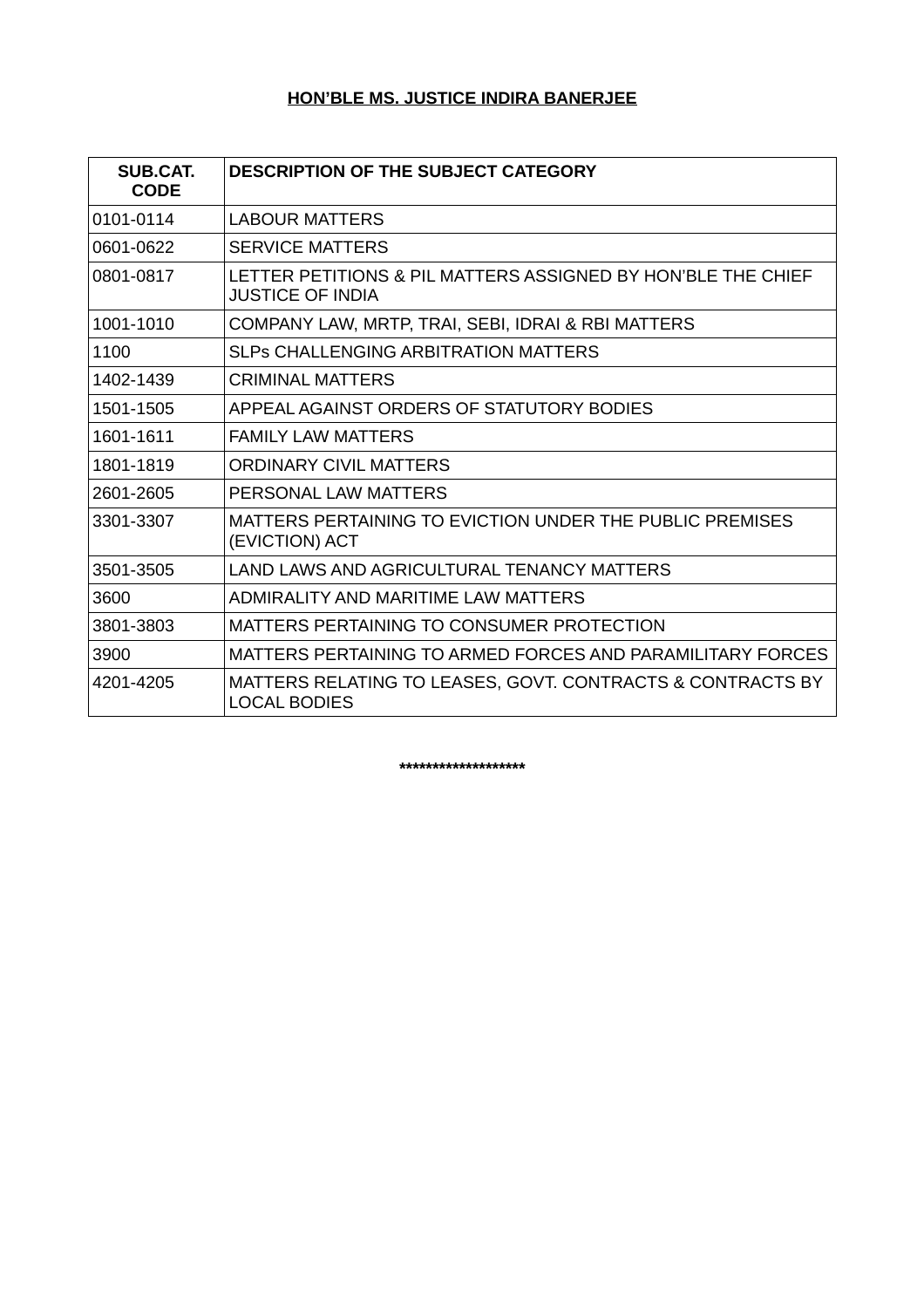**HON'BLE MS. JUSTICE INDIRA BANERJEE**

| SUB.CAT. CODE | DESCRIPTION OF THE SUBJECT CATEGORY |
|---|---|
| 0101-0114 | LABOUR MATTERS |
| 0601-0622 | SERVICE MATTERS |
| 0801-0817 | LETTER PETITIONS & PIL MATTERS ASSIGNED BY HON'BLE THE CHIEF JUSTICE OF INDIA |
| 1001-1010 | COMPANY LAW, MRTP, TRAI, SEBI, IDRAI & RBI MATTERS |
| 1100 | SLPs CHALLENGING ARBITRATION MATTERS |
| 1402-1439 | CRIMINAL MATTERS |
| 1501-1505 | APPEAL AGAINST ORDERS OF STATUTORY BODIES |
| 1601-1611 | FAMILY LAW MATTERS |
| 1801-1819 | ORDINARY CIVIL MATTERS |
| 2601-2605 | PERSONAL LAW MATTERS |
| 3301-3307 | MATTERS PERTAINING TO EVICTION UNDER THE PUBLIC PREMISES (EVICTION) ACT |
| 3501-3505 | LAND LAWS AND AGRICULTURAL TENANCY MATTERS |
| 3600 | ADMIRALITY AND MARITIME LAW MATTERS |
| 3801-3803 | MATTERS PERTAINING TO CONSUMER PROTECTION |
| 3900 | MATTERS PERTAINING TO ARMED FORCES AND PARAMILITARY FORCES |
| 4201-4205 | MATTERS RELATING TO LEASES, GOVT. CONTRACTS & CONTRACTS BY LOCAL BODIES |

*******************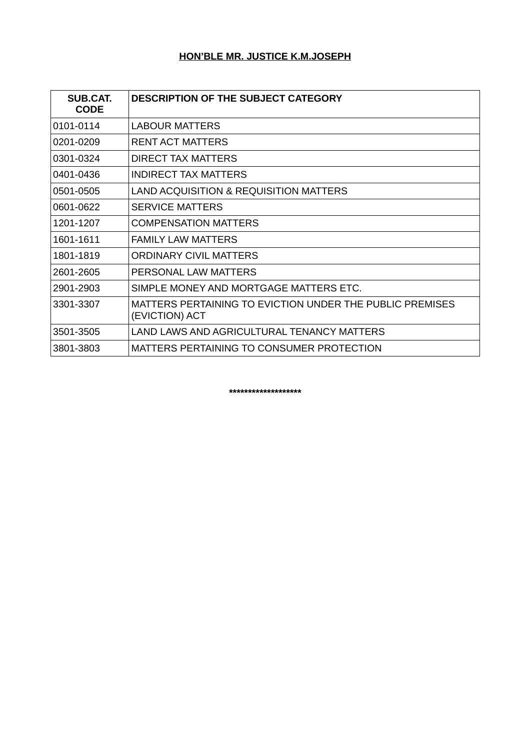**HON'BLE MR. JUSTICE K.M.JOSEPH**

| SUB.CAT. CODE | DESCRIPTION OF THE SUBJECT CATEGORY |
|---|---|
| 0101-0114 | LABOUR MATTERS |
| 0201-0209 | RENT ACT MATTERS |
| 0301-0324 | DIRECT TAX MATTERS |
| 0401-0436 | INDIRECT TAX MATTERS |
| 0501-0505 | LAND ACQUISITION & REQUISITION MATTERS |
| 0601-0622 | SERVICE MATTERS |
| 1201-1207 | COMPENSATION MATTERS |
| 1601-1611 | FAMILY LAW MATTERS |
| 1801-1819 | ORDINARY CIVIL MATTERS |
| 2601-2605 | PERSONAL LAW MATTERS |
| 2901-2903 | SIMPLE MONEY AND MORTGAGE MATTERS ETC. |
| 3301-3307 | MATTERS PERTAINING TO EVICTION UNDER THE PUBLIC PREMISES (EVICTION) ACT |
| 3501-3505 | LAND LAWS AND AGRICULTURAL TENANCY MATTERS |
| 3801-3803 | MATTERS PERTAINING TO CONSUMER PROTECTION |

*******************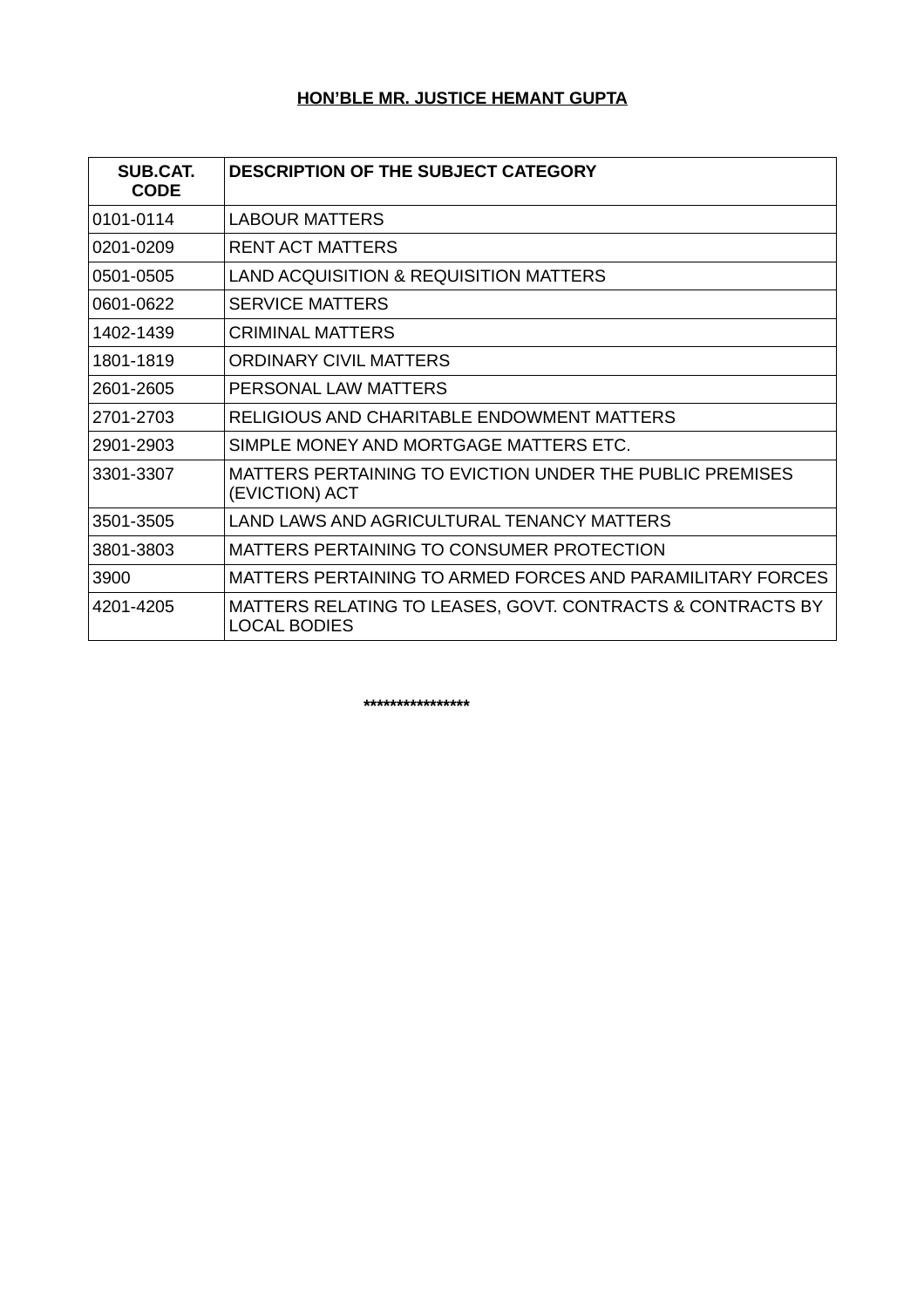**HON'BLE MR. JUSTICE HEMANT GUPTA**

| SUB.CAT. CODE | DESCRIPTION OF THE SUBJECT CATEGORY |
|---|---|
| 0101-0114 | LABOUR MATTERS |
| 0201-0209 | RENT ACT MATTERS |
| 0501-0505 | LAND ACQUISITION & REQUISITION MATTERS |
| 0601-0622 | SERVICE MATTERS |
| 1402-1439 | CRIMINAL MATTERS |
| 1801-1819 | ORDINARY CIVIL MATTERS |
| 2601-2605 | PERSONAL LAW MATTERS |
| 2701-2703 | RELIGIOUS AND CHARITABLE ENDOWMENT MATTERS |
| 2901-2903 | SIMPLE MONEY AND MORTGAGE MATTERS ETC. |
| 3301-3307 | MATTERS PERTAINING TO EVICTION UNDER THE PUBLIC PREMISES (EVICTION) ACT |
| 3501-3505 | LAND LAWS AND AGRICULTURAL TENANCY MATTERS |
| 3801-3803 | MATTERS PERTAINING TO CONSUMER PROTECTION |
| 3900 | MATTERS PERTAINING TO ARMED FORCES AND PARAMILITARY FORCES |
| 4201-4205 | MATTERS RELATING TO LEASES, GOVT. CONTRACTS & CONTRACTS BY LOCAL BODIES |

****************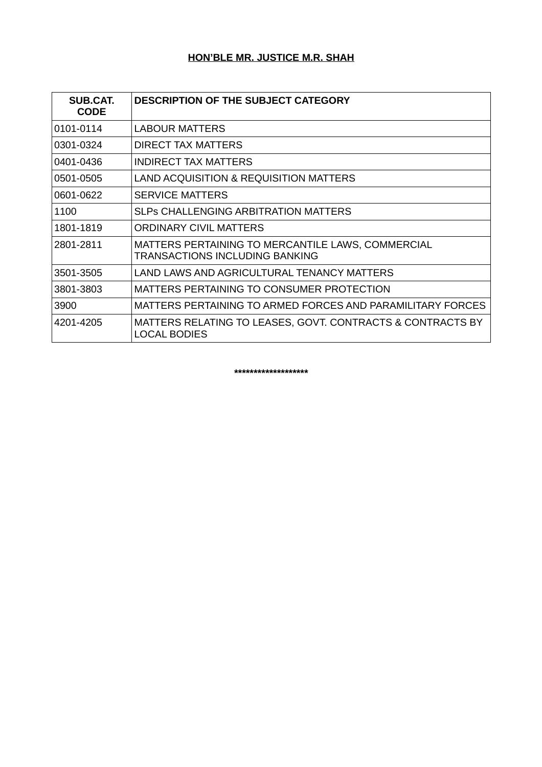**HON'BLE MR. JUSTICE M.R. SHAH**

| SUB.CAT. CODE | DESCRIPTION OF THE SUBJECT CATEGORY |
|---|---|
| 0101-0114 | LABOUR MATTERS |
| 0301-0324 | DIRECT TAX MATTERS |
| 0401-0436 | INDIRECT TAX MATTERS |
| 0501-0505 | LAND ACQUISITION & REQUISITION MATTERS |
| 0601-0622 | SERVICE MATTERS |
| 1100 | SLPs CHALLENGING ARBITRATION MATTERS |
| 1801-1819 | ORDINARY CIVIL MATTERS |
| 2801-2811 | MATTERS PERTAINING TO MERCANTILE LAWS, COMMERCIAL TRANSACTIONS INCLUDING BANKING |
| 3501-3505 | LAND LAWS AND AGRICULTURAL TENANCY MATTERS |
| 3801-3803 | MATTERS PERTAINING TO CONSUMER PROTECTION |
| 3900 | MATTERS PERTAINING TO ARMED FORCES AND PARAMILITARY FORCES |
| 4201-4205 | MATTERS RELATING TO LEASES, GOVT. CONTRACTS & CONTRACTS BY LOCAL BODIES |

*******************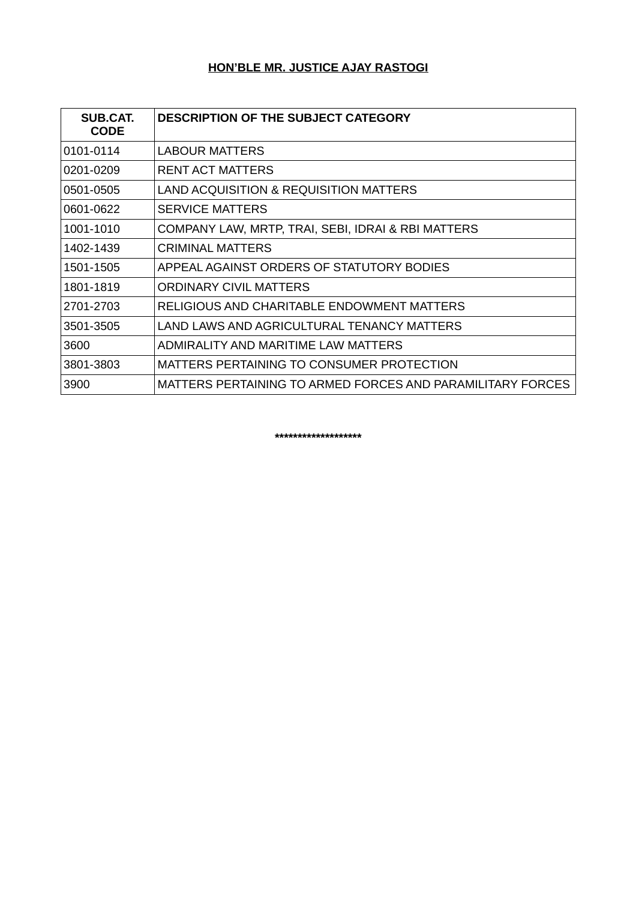**HON'BLE MR. JUSTICE AJAY RASTOGI**

| SUB.CAT. CODE | DESCRIPTION OF THE SUBJECT CATEGORY |
|---|---|
| 0101-0114 | LABOUR MATTERS |
| 0201-0209 | RENT ACT MATTERS |
| 0501-0505 | LAND ACQUISITION & REQUISITION MATTERS |
| 0601-0622 | SERVICE MATTERS |
| 1001-1010 | COMPANY LAW, MRTP, TRAI, SEBI, IDRAI & RBI MATTERS |
| 1402-1439 | CRIMINAL MATTERS |
| 1501-1505 | APPEAL AGAINST ORDERS OF STATUTORY BODIES |
| 1801-1819 | ORDINARY CIVIL MATTERS |
| 2701-2703 | RELIGIOUS AND CHARITABLE ENDOWMENT MATTERS |
| 3501-3505 | LAND LAWS AND AGRICULTURAL TENANCY MATTERS |
| 3600 | ADMIRALITY AND MARITIME LAW MATTERS |
| 3801-3803 | MATTERS PERTAINING TO CONSUMER PROTECTION |
| 3900 | MATTERS PERTAINING TO ARMED FORCES AND PARAMILITARY FORCES |

*******************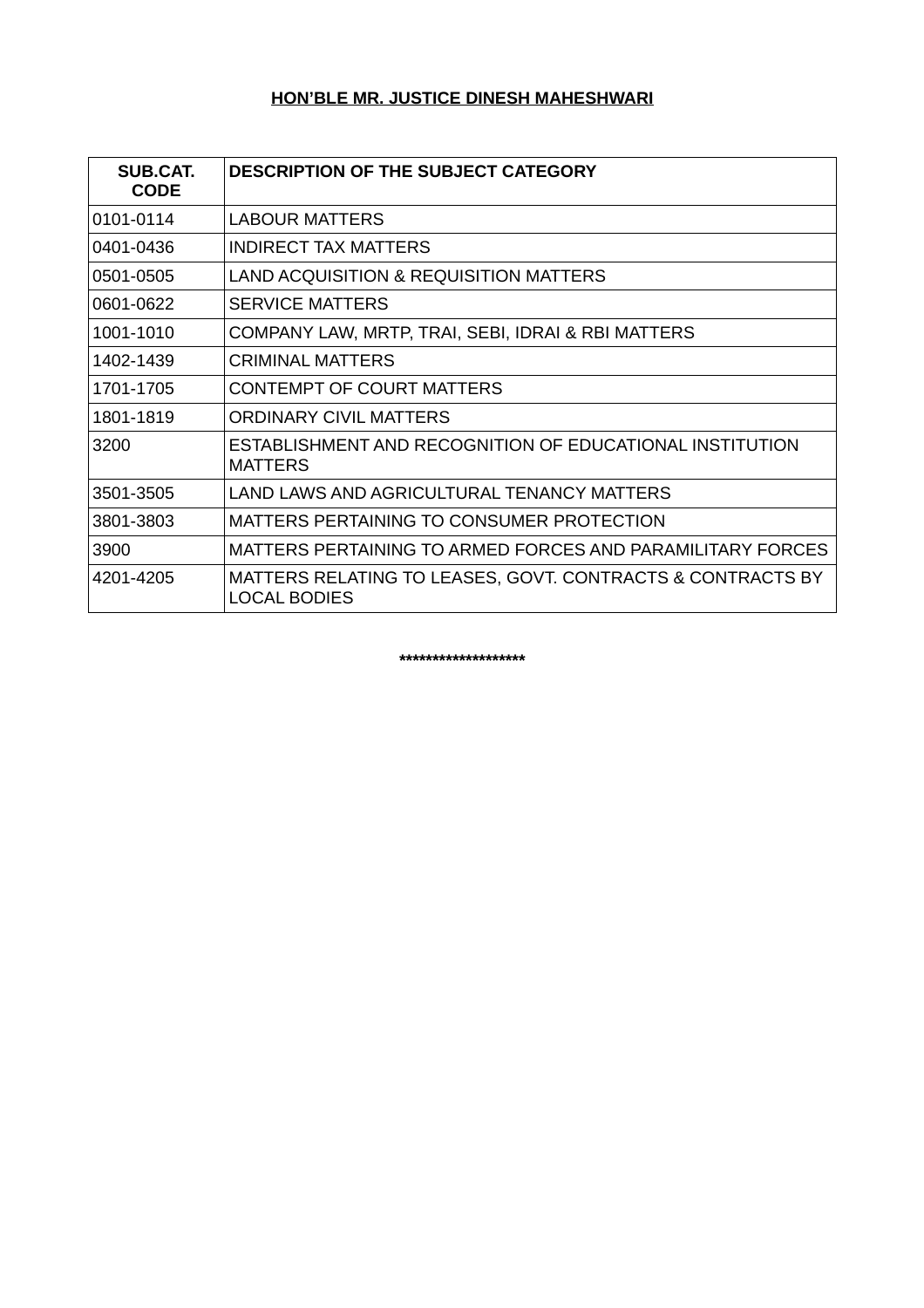**HON'BLE MR. JUSTICE DINESH MAHESHWARI**

| **SUB.CAT. CODE** | **DESCRIPTION OF THE SUBJECT CATEGORY** |
|---|---|
| 0101-0114 | LABOUR MATTERS |
| 0401-0436 | INDIRECT TAX MATTERS |
| 0501-0505 | LAND ACQUISITION & REQUISITION MATTERS |
| 0601-0622 | SERVICE MATTERS |
| 1001-1010 | COMPANY LAW, MRTP, TRAI, SEBI, IDRAI & RBI MATTERS |
| 1402-1439 | CRIMINAL MATTERS |
| 1701-1705 | CONTEMPT OF COURT MATTERS |
| 1801-1819 | ORDINARY CIVIL MATTERS |
| 3200 | ESTABLISHMENT AND RECOGNITION OF EDUCATIONAL INSTITUTION MATTERS |
| 3501-3505 | LAND LAWS AND AGRICULTURAL TENANCY MATTERS |
| 3801-3803 | MATTERS PERTAINING TO CONSUMER PROTECTION |
| 3900 | MATTERS PERTAINING TO ARMED FORCES AND PARAMILITARY FORCES |
| 4201-4205 | MATTERS RELATING TO LEASES, GOVT. CONTRACTS & CONTRACTS BY LOCAL BODIES |

*******************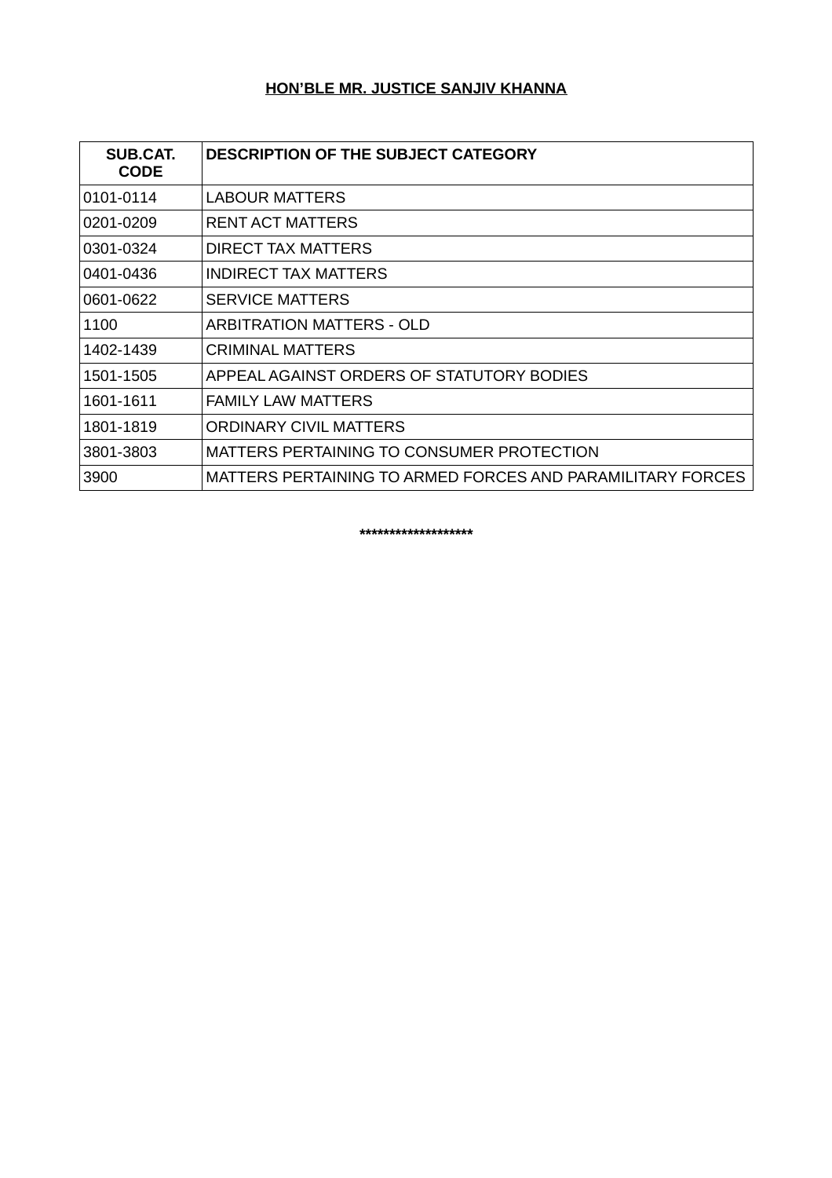**HON'BLE MR. JUSTICE SANJIV KHANNA**

| SUB.CAT. CODE | DESCRIPTION OF THE SUBJECT CATEGORY |
|---|---|
| 0101-0114 | LABOUR MATTERS |
| 0201-0209 | RENT ACT MATTERS |
| 0301-0324 | DIRECT TAX MATTERS |
| 0401-0436 | INDIRECT TAX MATTERS |
| 0601-0622 | SERVICE MATTERS |
| 1100 | ARBITRATION MATTERS - OLD |
| 1402-1439 | CRIMINAL MATTERS |
| 1501-1505 | APPEAL AGAINST ORDERS OF STATUTORY BODIES |
| 1601-1611 | FAMILY LAW MATTERS |
| 1801-1819 | ORDINARY CIVIL MATTERS |
| 3801-3803 | MATTERS PERTAINING TO CONSUMER PROTECTION |
| 3900 | MATTERS PERTAINING TO ARMED FORCES AND PARAMILITARY FORCES |

*******************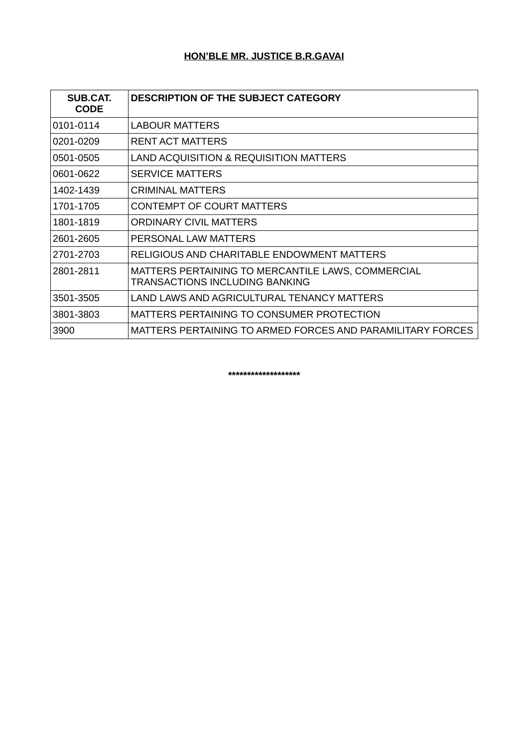**HON'BLE MR. JUSTICE B.R.GAVAI**

| SUB.CAT. CODE | DESCRIPTION OF THE SUBJECT CATEGORY |
|---|---|
| 0101-0114 | LABOUR MATTERS |
| 0201-0209 | RENT ACT MATTERS |
| 0501-0505 | LAND ACQUISITION & REQUISITION MATTERS |
| 0601-0622 | SERVICE MATTERS |
| 1402-1439 | CRIMINAL MATTERS |
| 1701-1705 | CONTEMPT OF COURT MATTERS |
| 1801-1819 | ORDINARY CIVIL MATTERS |
| 2601-2605 | PERSONAL LAW MATTERS |
| 2701-2703 | RELIGIOUS AND CHARITABLE ENDOWMENT MATTERS |
| 2801-2811 | MATTERS PERTAINING TO MERCANTILE LAWS, COMMERCIAL TRANSACTIONS INCLUDING BANKING |
| 3501-3505 | LAND LAWS AND AGRICULTURAL TENANCY MATTERS |
| 3801-3803 | MATTERS PERTAINING TO CONSUMER PROTECTION |
| 3900 | MATTERS PERTAINING TO ARMED FORCES AND PARAMILITARY FORCES |

**\*\*\*\*\*\*\*\*\*\*\*\*\*\*\*\*\*\*\***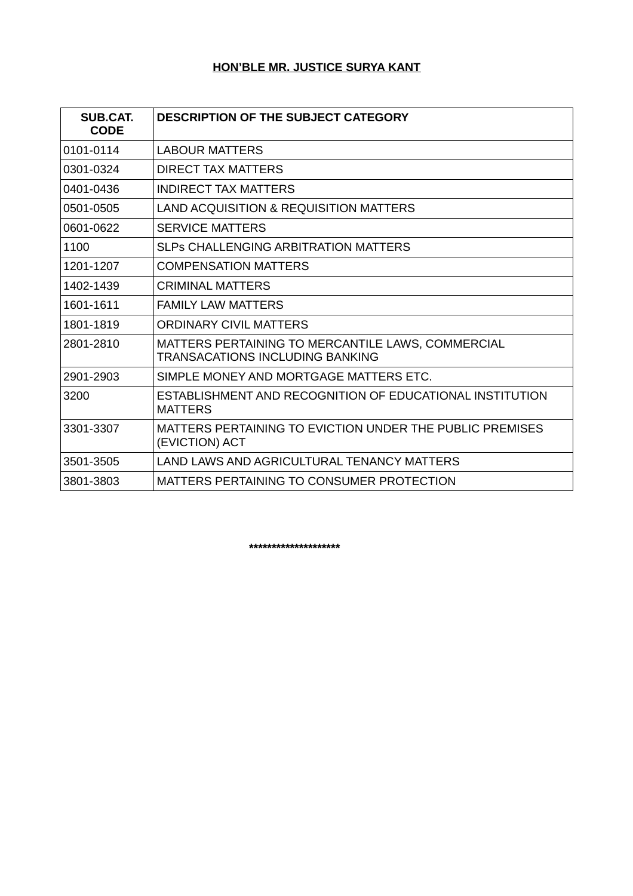**HON'BLE MR. JUSTICE SURYA KANT**

| SUB.CAT. CODE | DESCRIPTION OF THE SUBJECT CATEGORY |
|---|---|
| 0101-0114 | LABOUR MATTERS |
| 0301-0324 | DIRECT TAX MATTERS |
| 0401-0436 | INDIRECT TAX MATTERS |
| 0501-0505 | LAND ACQUISITION & REQUISITION MATTERS |
| 0601-0622 | SERVICE MATTERS |
| 1100 | SLPs CHALLENGING ARBITRATION MATTERS |
| 1201-1207 | COMPENSATION MATTERS |
| 1402-1439 | CRIMINAL MATTERS |
| 1601-1611 | FAMILY LAW MATTERS |
| 1801-1819 | ORDINARY CIVIL MATTERS |
| 2801-2810 | MATTERS PERTAINING TO MERCANTILE LAWS, COMMERCIAL TRANSACATIONS INCLUDING BANKING |
| 2901-2903 | SIMPLE MONEY AND MORTGAGE MATTERS ETC. |
| 3200 | ESTABLISHMENT AND RECOGNITION OF EDUCATIONAL INSTITUTION MATTERS |
| 3301-3307 | MATTERS PERTAINING TO EVICTION UNDER THE PUBLIC PREMISES (EVICTION) ACT |
| 3501-3505 | LAND LAWS AND AGRICULTURAL TENANCY MATTERS |
| 3801-3803 | MATTERS PERTAINING TO CONSUMER PROTECTION |

********************